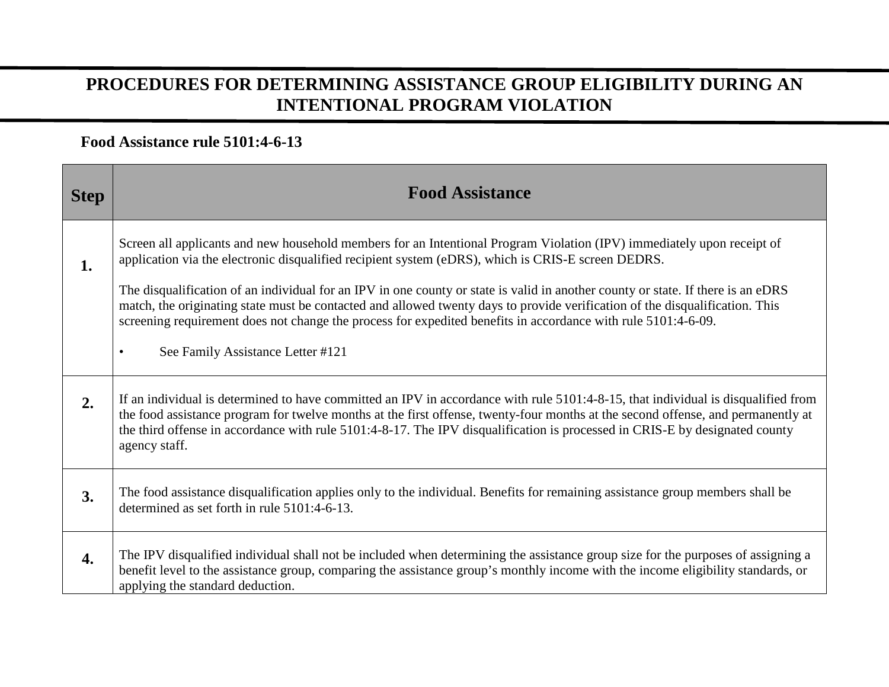# PROCEDURES FOR DETERMINING ASSISTANCE GROUP ELIGIBILITY DURING AN INTENTIONAL PROGRAM VIOLATION

**Food Assistance rule 5101:4-6-13**

| Step | Food Assistance |
|---|---|
| **1.** | Screen all applicants and new household members for an Intentional Program Violation (IPV) immediately upon receipt of application via the electronic disqualified recipient system (eDRS), which is CRIS-E screen DEDRS.<br><br>The disqualification of an individual for an IPV in one county or state is valid in another county or state. If there is an eDRS match, the originating state must be contacted and allowed twenty days to provide verification of the disqualification. This screening requirement does not change the process for expedited benefits in accordance with rule 5101:4-6-09.<br><br>• See Family Assistance Letter #121 |
| **2.** | If an individual is determined to have committed an IPV in accordance with rule 5101:4-8-15, that individual is disqualified from the food assistance program for twelve months at the first offense, twenty-four months at the second offense, and permanently at the third offense in accordance with rule 5101:4-8-17. The IPV disqualification is processed in CRIS-E by designated county agency staff. |
| **3.** | The food assistance disqualification applies only to the individual. Benefits for remaining assistance group members shall be determined as set forth in rule 5101:4-6-13. |
| **4.** | The IPV disqualified individual shall not be included when determining the assistance group size for the purposes of assigning a benefit level to the assistance group, comparing the assistance group's monthly income with the income eligibility standards, or applying the standard deduction. |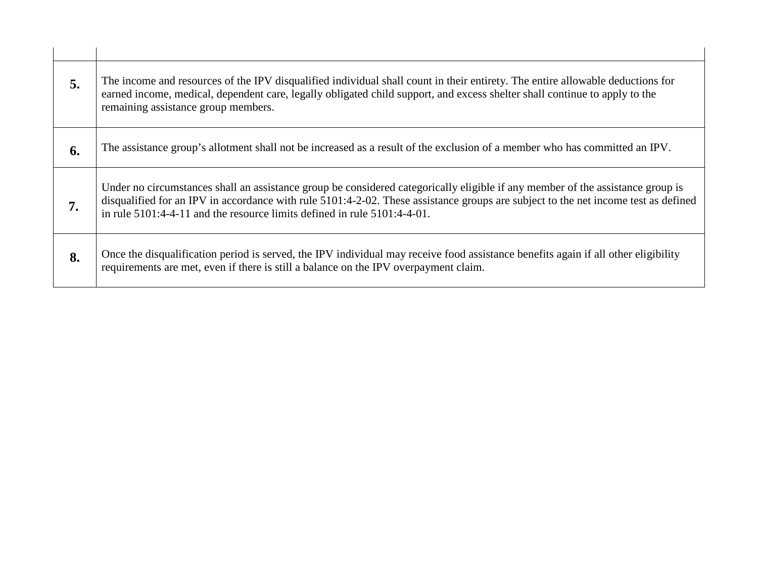| | |
|---|---|
| **5.** | The income and resources of the IPV disqualified individual shall count in their entirety. The entire allowable deductions for earned income, medical, dependent care, legally obligated child support, and excess shelter shall continue to apply to the remaining assistance group members. |
| **6.** | The assistance group's allotment shall not be increased as a result of the exclusion of a member who has committed an IPV. |
| **7.** | Under no circumstances shall an assistance group be considered categorically eligible if any member of the assistance group is disqualified for an IPV in accordance with rule 5101:4-2-02. These assistance groups are subject to the net income test as defined in rule 5101:4-4-11 and the resource limits defined in rule 5101:4-4-01. |
| **8.** | Once the disqualification period is served, the IPV individual may receive food assistance benefits again if all other eligibility requirements are met, even if there is still a balance on the IPV overpayment claim. |